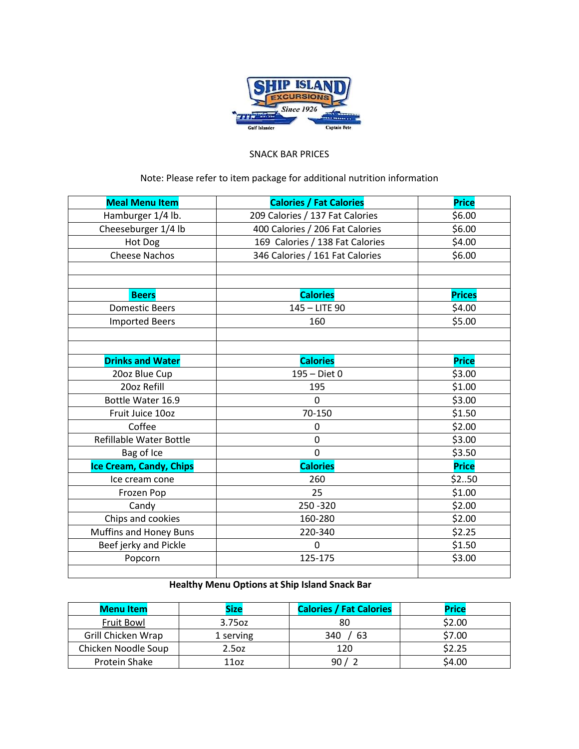SNACK BAR PRICES

Note: Please refer to item package for additional nutrition information

| Meal Menu Item | Calories / Fat Calories | Price |
|---|---|---|
| Hamburger 1/4 lb. | 209 Calories / 137 Fat Calories | $6.00 |
| Cheeseburger 1/4 lb | 400 Calories / 206 Fat Calories | $6.00 |
| Hot Dog | 169 Calories / 138 Fat Calories | $4.00 |
| Cheese Nachos | 346 Calories / 161 Fat Calories | $6.00 |
| | | |
| | | |
| **Beers** | **Calories** | **Prices** |
| Domestic Beers | 145 – LITE 90 | $4.00 |
| Imported Beers | 160 | $5.00 |
| | | |
| | | |
| **Drinks and Water** | **Calories** | **Price** |
| 20oz Blue Cup | 195 – Diet 0 | $3.00 |
| 20oz Refill | 195 | $1.00 |
| Bottle Water 16.9 | 0 | $3.00 |
| Fruit Juice 10oz | 70-150 | $1.50 |
| Coffee | 0 | $2.00 |
| Refillable Water Bottle | 0 | $3.00 |
| Bag of Ice | 0 | $3.50 |
| **Ice Cream, Candy, Chips** | **Calories** | **Price** |
| Ice cream cone | 260 | $2..50 |
| Frozen Pop | 25 | $1.00 |
| Candy | 250 -320 | $2.00 |
| Chips and cookies | 160-280 | $2.00 |
| Muffins and Honey Buns | 220-340 | $2.25 |
| Beef jerky and Pickle | 0 | $1.50 |
| Popcorn | 125-175 | $3.00 |
| | | |

**Healthy Menu Options at Ship Island Snack Bar**

| Menu Item | Size | Calories / Fat Calories | Price |
|---|---|---|---|
| Fruit Bowl | 3.75oz | 80 | $2.00 |
| Grill Chicken Wrap | 1 serving | 340 / 63 | $7.00 |
| Chicken Noodle Soup | 2.5oz | 120 | $2.25 |
| Protein Shake | 11oz | 90 / 2 | $4.00 |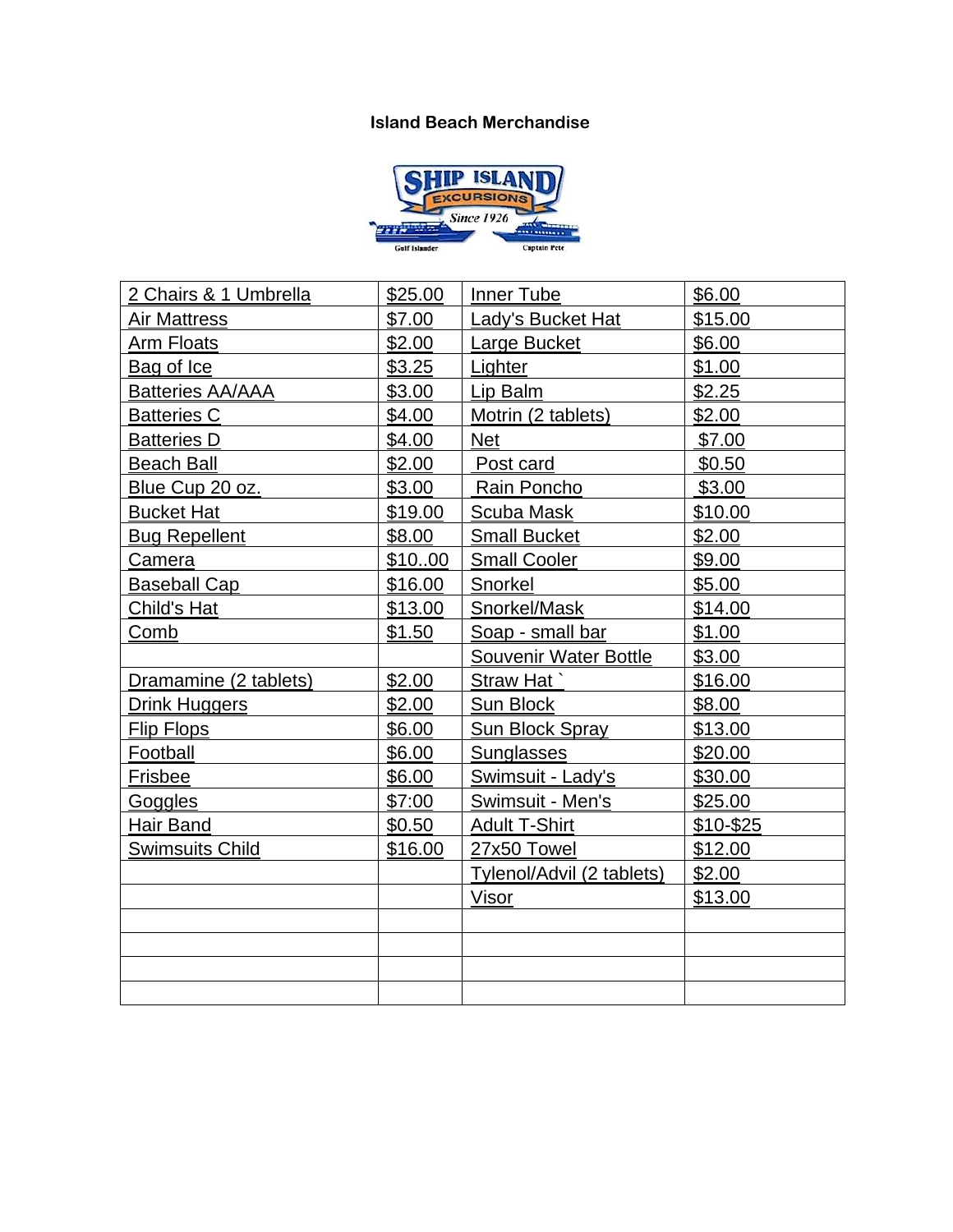**Island Beach Merchandise**

| | | | |
|---|---|---|---|
| 2 Chairs & 1 Umbrella | $25.00 | Inner Tube | $6.00 |
| Air Mattress | $7.00 | Lady's Bucket Hat | $15.00 |
| Arm Floats | $2.00 | Large Bucket | $6.00 |
| Bag of Ice | $3.25 | Lighter | $1.00 |
| Batteries AA/AAA | $3.00 | Lip Balm | $2.25 |
| Batteries C | $4.00 | Motrin (2 tablets) | $2.00 |
| Batteries D | $4.00 | Net | $7.00 |
| Beach Ball | $2.00 | Post card | $0.50 |
| Blue Cup 20 oz. | $3.00 | Rain Poncho | $3.00 |
| Bucket Hat | $19.00 | Scuba Mask | $10.00 |
| Bug Repellent | $8.00 | Small Bucket | $2.00 |
| Camera | $10..00 | Small Cooler | $9.00 |
| Baseball Cap | $16.00 | Snorkel | $5.00 |
| Child's Hat | $13.00 | Snorkel/Mask | $14.00 |
| Comb | $1.50 | Soap - small bar | $1.00 |
| | | Souvenir Water Bottle | $3.00 |
| Dramamine (2 tablets) | $2.00 | Straw Hat ` | $16.00 |
| Drink Huggers | $2.00 | Sun Block | $8.00 |
| Flip Flops | $6.00 | Sun Block Spray | $13.00 |
| Football | $6.00 | Sunglasses | $20.00 |
| Frisbee | $6.00 | Swimsuit - Lady's | $30.00 |
| Goggles | $7:00 | Swimsuit - Men's | $25.00 |
| Hair Band | $0.50 | Adult T-Shirt | $10-$25 |
| Swimsuits Child | $16.00 | 27x50 Towel | $12.00 |
| | | Tylenol/Advil (2 tablets) | $2.00 |
| | | Visor | $13.00 |
| | | | |
| | | | |
| | | | |
| | | | |